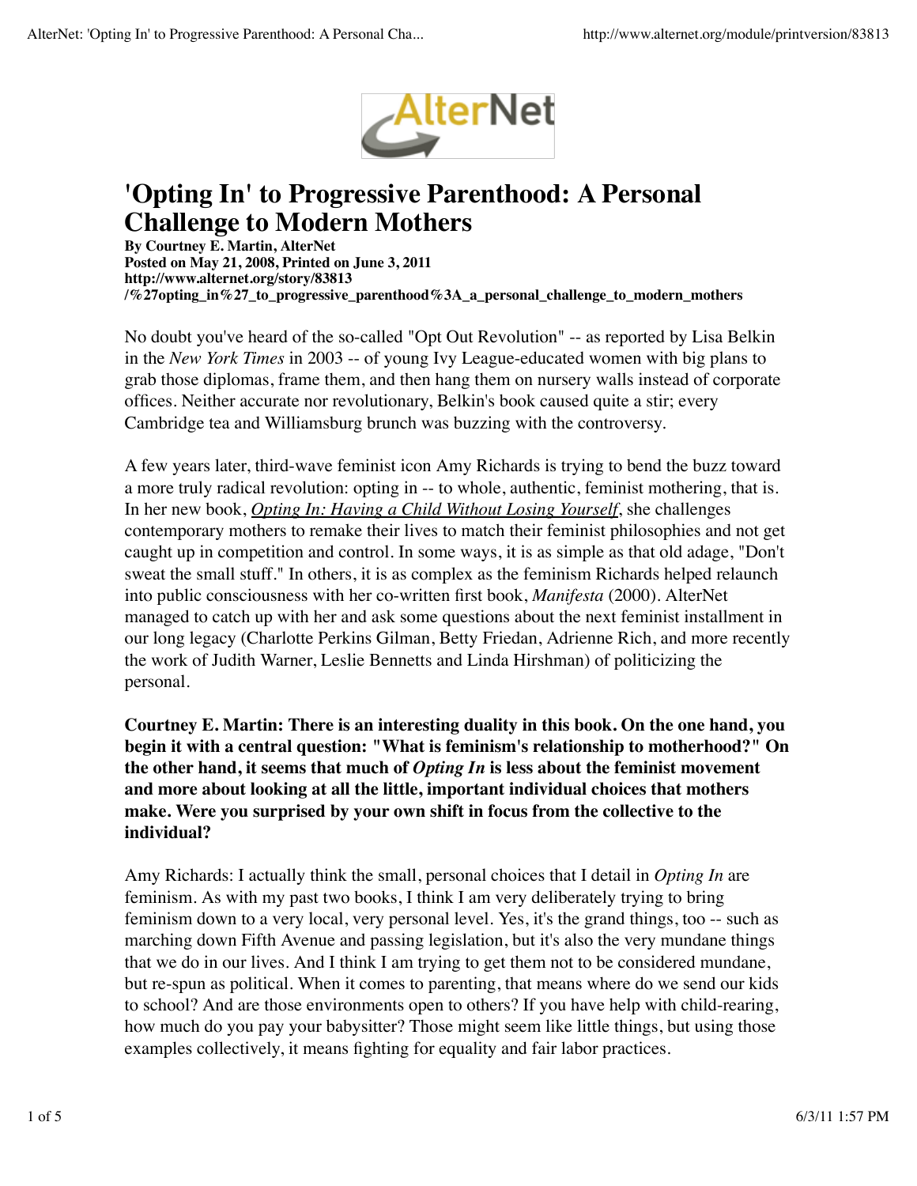# 'Opting In' to Progressive Parenthood: A Personal Challenge to Modern Mothers

**By Courtney E. Martin, AlterNet**
**Posted on May 21, 2008, Printed on June 3, 2011**
**http://www.alternet.org/story/83813/%27opting_in%27_to_progressive_parenthood%3A_a_personal_challenge_to_modern_mothers**

No doubt you've heard of the so-called "Opt Out Revolution" -- as reported by Lisa Belkin in the *New York Times* in 2003 -- of young Ivy League-educated women with big plans to grab those diplomas, frame them, and then hang them on nursery walls instead of corporate offices. Neither accurate nor revolutionary, Belkin's book caused quite a stir; every Cambridge tea and Williamsburg brunch was buzzing with the controversy.

A few years later, third-wave feminist icon Amy Richards is trying to bend the buzz toward a more truly radical revolution: opting in -- to whole, authentic, feminist mothering, that is. In her new book, *Opting In: Having a Child Without Losing Yourself*, she challenges contemporary mothers to remake their lives to match their feminist philosophies and not get caught up in competition and control. In some ways, it is as simple as that old adage, "Don't sweat the small stuff." In others, it is as complex as the feminism Richards helped relaunch into public consciousness with her co-written first book, *Manifesta* (2000). AlterNet managed to catch up with her and ask some questions about the next feminist installment in our long legacy (Charlotte Perkins Gilman, Betty Friedan, Adrienne Rich, and more recently the work of Judith Warner, Leslie Bennetts and Linda Hirshman) of politicizing the personal.

**Courtney E. Martin: There is an interesting duality in this book. On the one hand, you begin it with a central question: "What is feminism's relationship to motherhood?" On the other hand, it seems that much of *Opting In* is less about the feminist movement and more about looking at all the little, important individual choices that mothers make. Were you surprised by your own shift in focus from the collective to the individual?**

Amy Richards: I actually think the small, personal choices that I detail in *Opting In* are feminism. As with my past two books, I think I am very deliberately trying to bring feminism down to a very local, very personal level. Yes, it's the grand things, too -- such as marching down Fifth Avenue and passing legislation, but it's also the very mundane things that we do in our lives. And I think I am trying to get them not to be considered mundane, but re-spun as political. When it comes to parenting, that means where do we send our kids to school? And are those environments open to others? If you have help with child-rearing, how much do you pay your babysitter? Those might seem like little things, but using those examples collectively, it means fighting for equality and fair labor practices.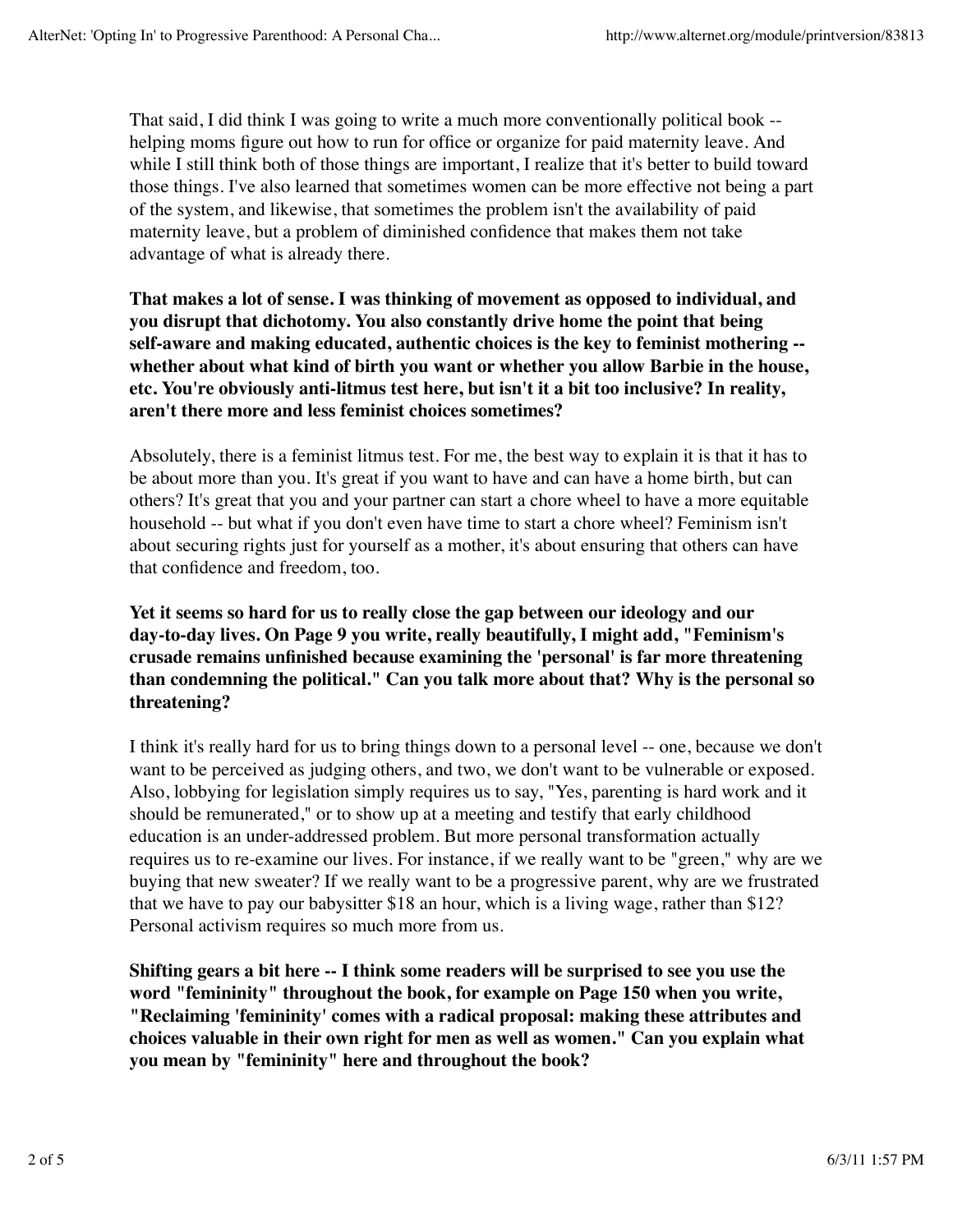That said, I did think I was going to write a much more conventionally political book -- helping moms figure out how to run for office or organize for paid maternity leave. And while I still think both of those things are important, I realize that it's better to build toward those things. I've also learned that sometimes women can be more effective not being a part of the system, and likewise, that sometimes the problem isn't the availability of paid maternity leave, but a problem of diminished confidence that makes them not take advantage of what is already there.

**That makes a lot of sense. I was thinking of movement as opposed to individual, and you disrupt that dichotomy. You also constantly drive home the point that being self-aware and making educated, authentic choices is the key to feminist mothering -- whether about what kind of birth you want or whether you allow Barbie in the house, etc. You're obviously anti-litmus test here, but isn't it a bit too inclusive? In reality, aren't there more and less feminist choices sometimes?**

Absolutely, there is a feminist litmus test. For me, the best way to explain it is that it has to be about more than you. It's great if you want to have and can have a home birth, but can others? It's great that you and your partner can start a chore wheel to have a more equitable household -- but what if you don't even have time to start a chore wheel? Feminism isn't about securing rights just for yourself as a mother, it's about ensuring that others can have that confidence and freedom, too.

**Yet it seems so hard for us to really close the gap between our ideology and our day-to-day lives. On Page 9 you write, really beautifully, I might add, "Feminism's crusade remains unfinished because examining the 'personal' is far more threatening than condemning the political." Can you talk more about that? Why is the personal so threatening?**

I think it's really hard for us to bring things down to a personal level -- one, because we don't want to be perceived as judging others, and two, we don't want to be vulnerable or exposed. Also, lobbying for legislation simply requires us to say, "Yes, parenting is hard work and it should be remunerated," or to show up at a meeting and testify that early childhood education is an under-addressed problem. But more personal transformation actually requires us to re-examine our lives. For instance, if we really want to be "green," why are we buying that new sweater? If we really want to be a progressive parent, why are we frustrated that we have to pay our babysitter $18 an hour, which is a living wage, rather than $12? Personal activism requires so much more from us.

**Shifting gears a bit here -- I think some readers will be surprised to see you use the word "femininity" throughout the book, for example on Page 150 when you write, "Reclaiming 'femininity' comes with a radical proposal: making these attributes and choices valuable in their own right for men as well as women." Can you explain what you mean by "femininity" here and throughout the book?**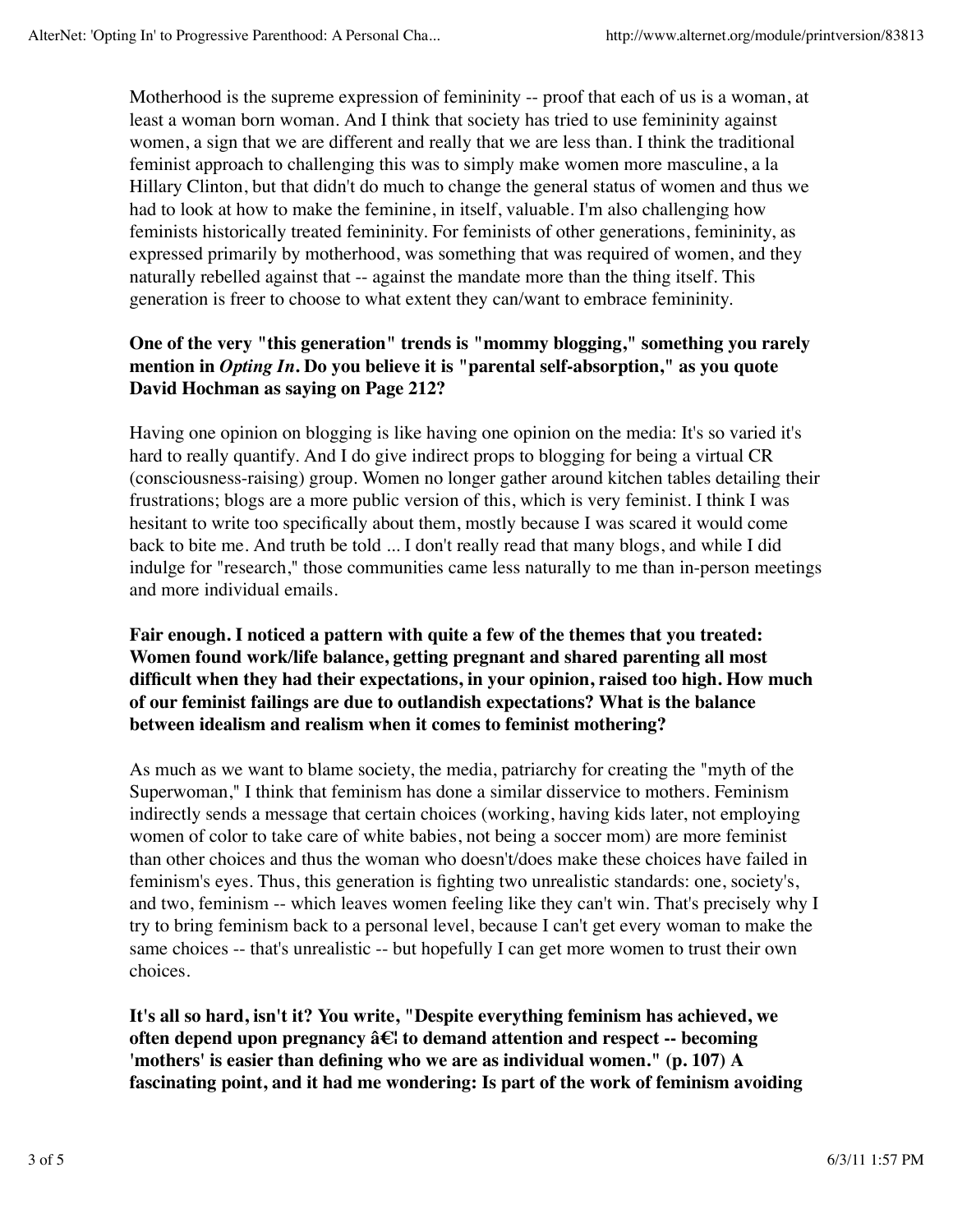Motherhood is the supreme expression of femininity -- proof that each of us is a woman, at least a woman born woman. And I think that society has tried to use femininity against women, a sign that we are different and really that we are less than. I think the traditional feminist approach to challenging this was to simply make women more masculine, a la Hillary Clinton, but that didn't do much to change the general status of women and thus we had to look at how to make the feminine, in itself, valuable. I'm also challenging how feminists historically treated femininity. For feminists of other generations, femininity, as expressed primarily by motherhood, was something that was required of women, and they naturally rebelled against that -- against the mandate more than the thing itself. This generation is freer to choose to what extent they can/want to embrace femininity.

**One of the very "this generation" trends is "mommy blogging," something you rarely mention in *Opting In*. Do you believe it is "parental self-absorption," as you quote David Hochman as saying on Page 212?**

Having one opinion on blogging is like having one opinion on the media: It's so varied it's hard to really quantify. And I do give indirect props to blogging for being a virtual CR (consciousness-raising) group. Women no longer gather around kitchen tables detailing their frustrations; blogs are a more public version of this, which is very feminist. I think I was hesitant to write too specifically about them, mostly because I was scared it would come back to bite me. And truth be told ... I don't really read that many blogs, and while I did indulge for "research," those communities came less naturally to me than in-person meetings and more individual emails.

**Fair enough. I noticed a pattern with quite a few of the themes that you treated: Women found work/life balance, getting pregnant and shared parenting all most difficult when they had their expectations, in your opinion, raised too high. How much of our feminist failings are due to outlandish expectations? What is the balance between idealism and realism when it comes to feminist mothering?**

As much as we want to blame society, the media, patriarchy for creating the "myth of the Superwoman," I think that feminism has done a similar disservice to mothers. Feminism indirectly sends a message that certain choices (working, having kids later, not employing women of color to take care of white babies, not being a soccer mom) are more feminist than other choices and thus the woman who doesn't/does make these choices have failed in feminism's eyes. Thus, this generation is fighting two unrealistic standards: one, society's, and two, feminism -- which leaves women feeling like they can't win. That's precisely why I try to bring feminism back to a personal level, because I can't get every woman to make the same choices -- that's unrealistic -- but hopefully I can get more women to trust their own choices.

**It's all so hard, isn't it? You write, "Despite everything feminism has achieved, we often depend upon pregnancy â€¦ to demand attention and respect -- becoming 'mothers' is easier than defining who we are as individual women." (p. 107) A fascinating point, and it had me wondering: Is part of the work of feminism avoiding**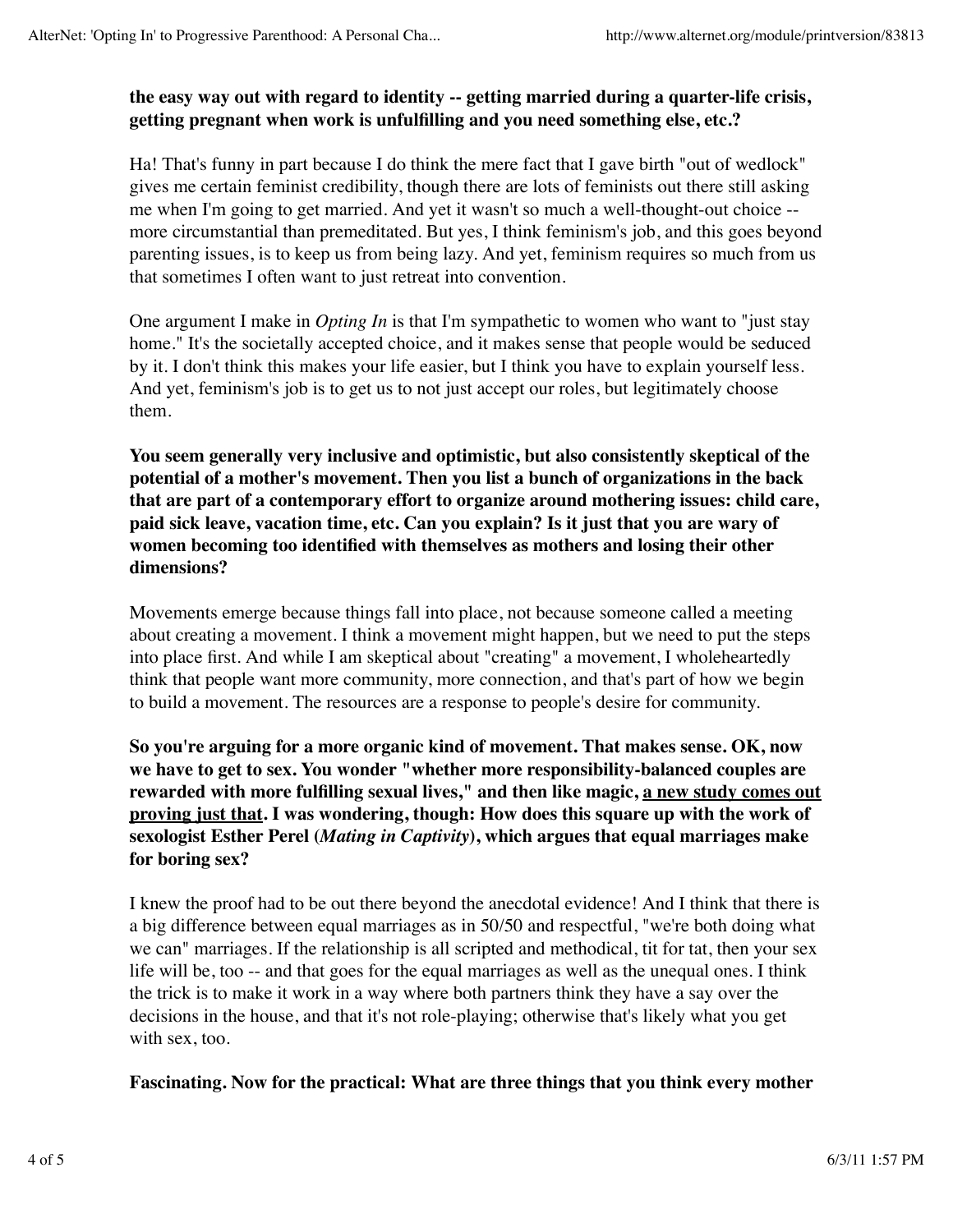**the easy way out with regard to identity -- getting married during a quarter-life crisis, getting pregnant when work is unfulfilling and you need something else, etc.?**

Ha! That's funny in part because I do think the mere fact that I gave birth "out of wedlock" gives me certain feminist credibility, though there are lots of feminists out there still asking me when I'm going to get married. And yet it wasn't so much a well-thought-out choice -- more circumstantial than premeditated. But yes, I think feminism's job, and this goes beyond parenting issues, is to keep us from being lazy. And yet, feminism requires so much from us that sometimes I often want to just retreat into convention.

One argument I make in *Opting In* is that I'm sympathetic to women who want to "just stay home." It's the societally accepted choice, and it makes sense that people would be seduced by it. I don't think this makes your life easier, but I think you have to explain yourself less. And yet, feminism's job is to get us to not just accept our roles, but legitimately choose them.

**You seem generally very inclusive and optimistic, but also consistently skeptical of the potential of a mother's movement. Then you list a bunch of organizations in the back that are part of a contemporary effort to organize around mothering issues: child care, paid sick leave, vacation time, etc. Can you explain? Is it just that you are wary of women becoming too identified with themselves as mothers and losing their other dimensions?**

Movements emerge because things fall into place, not because someone called a meeting about creating a movement. I think a movement might happen, but we need to put the steps into place first. And while I am skeptical about "creating" a movement, I wholeheartedly think that people want more community, more connection, and that's part of how we begin to build a movement. The resources are a response to people's desire for community.

**So you're arguing for a more organic kind of movement. That makes sense. OK, now we have to get to sex. You wonder "whether more responsibility-balanced couples are rewarded with more fulfilling sexual lives," and then like magic, a new study comes out proving just that. I was wondering, though: How does this square up with the work of sexologist Esther Perel (*Mating in Captivity*), which argues that equal marriages make for boring sex?**

I knew the proof had to be out there beyond the anecdotal evidence! And I think that there is a big difference between equal marriages as in 50/50 and respectful, "we're both doing what we can" marriages. If the relationship is all scripted and methodical, tit for tat, then your sex life will be, too -- and that goes for the equal marriages as well as the unequal ones. I think the trick is to make it work in a way where both partners think they have a say over the decisions in the house, and that it's not role-playing; otherwise that's likely what you get with sex, too.

**Fascinating. Now for the practical: What are three things that you think every mother**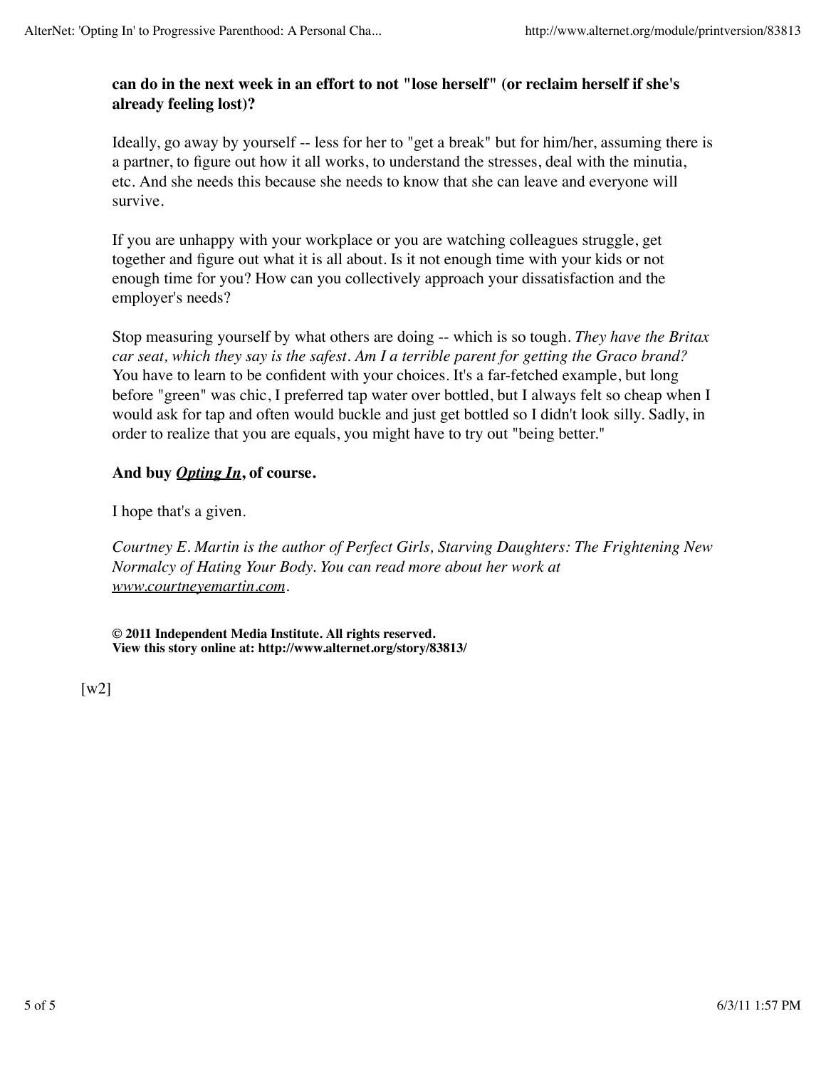**can do in the next week in an effort to not "lose herself" (or reclaim herself if she's already feeling lost)?**

Ideally, go away by yourself -- less for her to "get a break" but for him/her, assuming there is a partner, to figure out how it all works, to understand the stresses, deal with the minutia, etc. And she needs this because she needs to know that she can leave and everyone will survive.

If you are unhappy with your workplace or you are watching colleagues struggle, get together and figure out what it is all about. Is it not enough time with your kids or not enough time for you? How can you collectively approach your dissatisfaction and the employer's needs?

Stop measuring yourself by what others are doing -- which is so tough. *They have the Britax car seat, which they say is the safest. Am I a terrible parent for getting the Graco brand?* You have to learn to be confident with your choices. It's a far-fetched example, but long before "green" was chic, I preferred tap water over bottled, but I always felt so cheap when I would ask for tap and often would buckle and just get bottled so I didn't look silly. Sadly, in order to realize that you are equals, you might have to try out "being better."

**And buy *Opting In*, of course.**

I hope that's a given.

*Courtney E. Martin is the author of Perfect Girls, Starving Daughters: The Frightening New Normalcy of Hating Your Body. You can read more about her work at www.courtneyemartin.com.*

**© 2011 Independent Media Institute. All rights reserved.**
**View this story online at: http://www.alternet.org/story/83813/**

[w2]